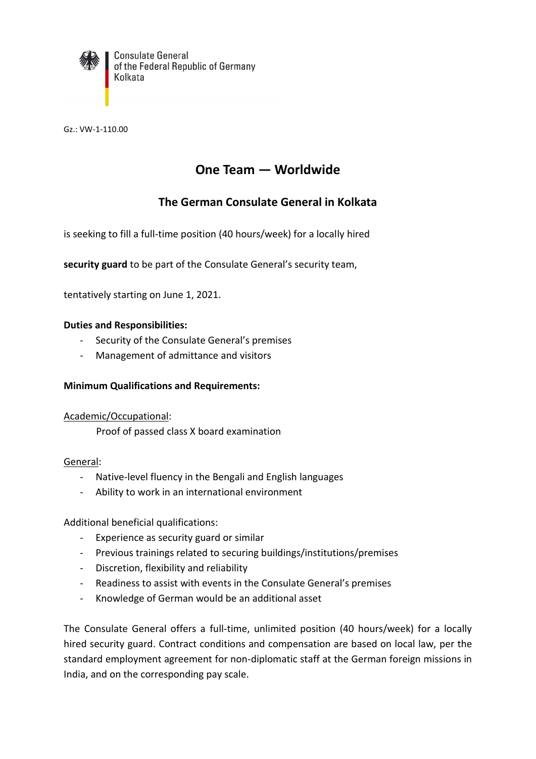Consulate General
of the Federal Republic of Germany
Kolkata

Gz.: VW-1-110.00

# One Team — Worldwide

## The German Consulate General in Kolkata

is seeking to fill a full-time position (40 hours/week) for a locally hired

**security guard** to be part of the Consulate General's security team,

tentatively starting on June 1, 2021.

**Duties and Responsibilities:**

- Security of the Consulate General's premises
- Management of admittance and visitors

**Minimum Qualifications and Requirements:**

Academic/Occupational:

Proof of passed class X board examination

General:

- Native-level fluency in the Bengali and English languages
- Ability to work in an international environment

Additional beneficial qualifications:

- Experience as security guard or similar
- Previous trainings related to securing buildings/institutions/premises
- Discretion, flexibility and reliability
- Readiness to assist with events in the Consulate General's premises
- Knowledge of German would be an additional asset

The Consulate General offers a full-time, unlimited position (40 hours/week) for a locally hired security guard. Contract conditions and compensation are based on local law, per the standard employment agreement for non-diplomatic staff at the German foreign missions in India, and on the corresponding pay scale.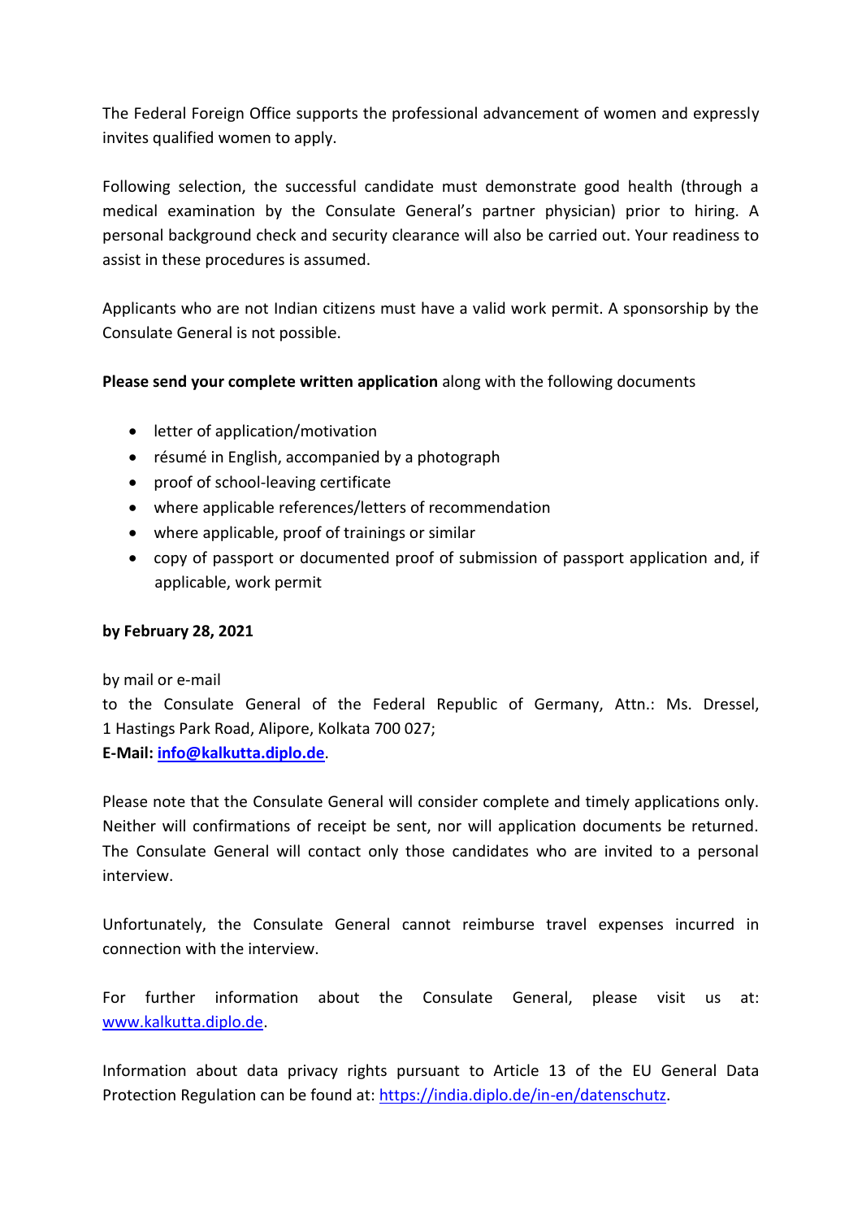The Federal Foreign Office supports the professional advancement of women and expressly invites qualified women to apply.

Following selection, the successful candidate must demonstrate good health (through a medical examination by the Consulate General's partner physician) prior to hiring. A personal background check and security clearance will also be carried out. Your readiness to assist in these procedures is assumed.

Applicants who are not Indian citizens must have a valid work permit. A sponsorship by the Consulate General is not possible.

**Please send your complete written application** along with the following documents

- letter of application/motivation
- résumé in English, accompanied by a photograph
- proof of school-leaving certificate
- where applicable references/letters of recommendation
- where applicable, proof of trainings or similar
- copy of passport or documented proof of submission of passport application and, if applicable, work permit

**by February 28, 2021**

by mail or e-mail
to the Consulate General of the Federal Republic of Germany, Attn.: Ms. Dressel, 1 Hastings Park Road, Alipore, Kolkata 700 027;
**E-Mail: info@kalkutta.diplo.de**.

Please note that the Consulate General will consider complete and timely applications only. Neither will confirmations of receipt be sent, nor will application documents be returned. The Consulate General will contact only those candidates who are invited to a personal interview.

Unfortunately, the Consulate General cannot reimburse travel expenses incurred in connection with the interview.

For further information about the Consulate General, please visit us at: www.kalkutta.diplo.de.

Information about data privacy rights pursuant to Article 13 of the EU General Data Protection Regulation can be found at: https://india.diplo.de/in-en/datenschutz.